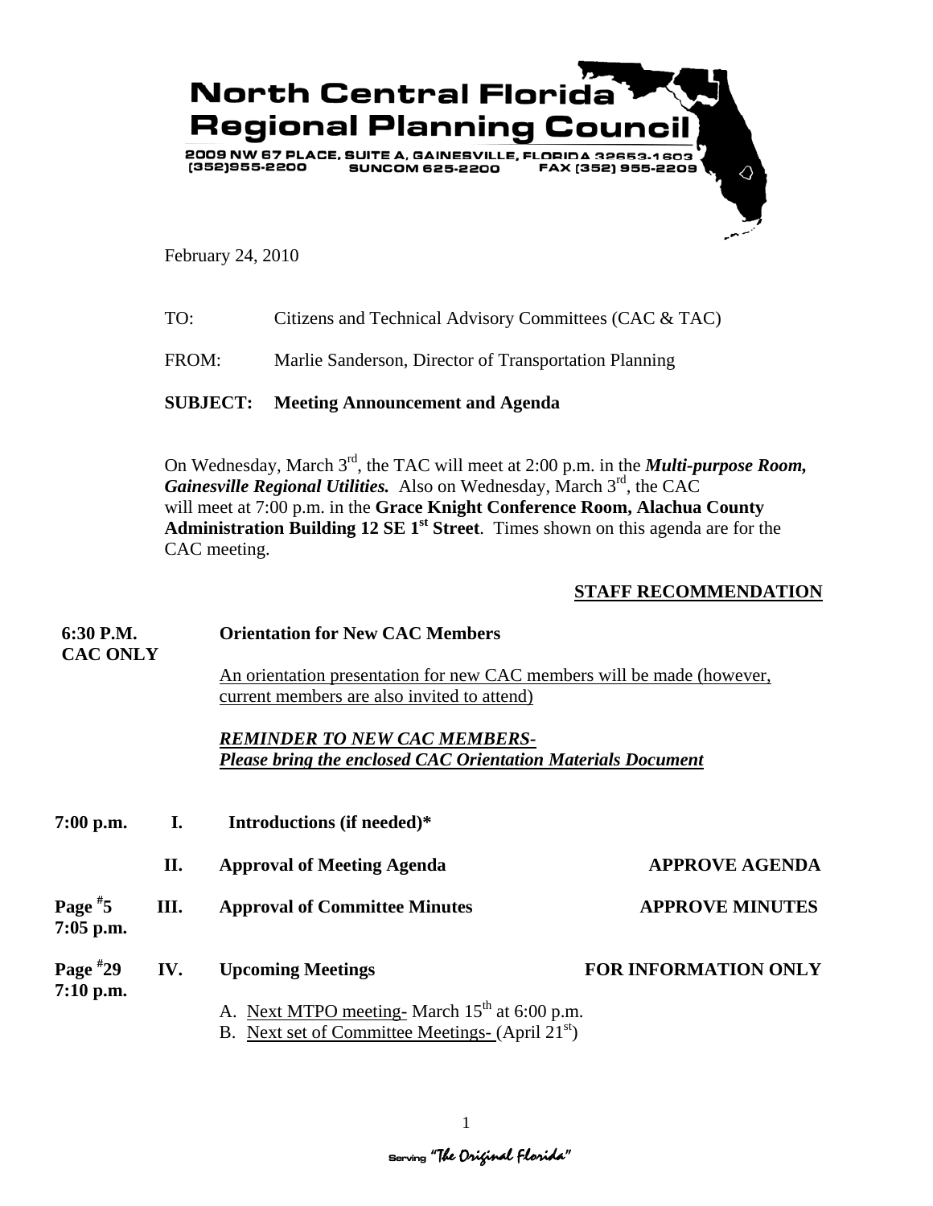# North Central Florida Regional Planning Council

2009 NW 67 PLACE, SUITE A, GAINESVILLE, FLORIDA 32653-1603
(352)955-2200 SUNCOM 625-2200 FAX (352) 955-2209

February 24, 2010

TO: Citizens and Technical Advisory Committees (CAC & TAC)

FROM: Marlie Sanderson, Director of Transportation Planning

**SUBJECT: Meeting Announcement and Agenda**

On Wednesday, March 3rd, the TAC will meet at 2:00 p.m. in the ***Multi-purpose Room, Gainesville Regional Utilities.*** Also on Wednesday, March 3rd, the CAC will meet at 7:00 p.m. in the **Grace Knight Conference Room, Alachua County Administration Building 12 SE 1st Street**. Times shown on this agenda are for the CAC meeting.

**STAFF RECOMMENDATION**

**6:30 P.M. CAC ONLY** — **Orientation for New CAC Members**

An orientation presentation for new CAC members will be made (however, current members are also invited to attend)

***REMINDER TO NEW CAC MEMBERS- Please bring the enclosed CAC Orientation Materials Document***

**7:00 p.m. I. Introductions (if needed)***

**II. Approval of Meeting Agenda** — **APPROVE AGENDA**

**Page #5 7:05 p.m. III. Approval of Committee Minutes** — **APPROVE MINUTES**

**Page #29 7:10 p.m. IV. Upcoming Meetings** — **FOR INFORMATION ONLY**

A. Next MTPO meeting- March 15th at 6:00 p.m.
B. Next set of Committee Meetings- (April 21st)

Serving "The Original Florida"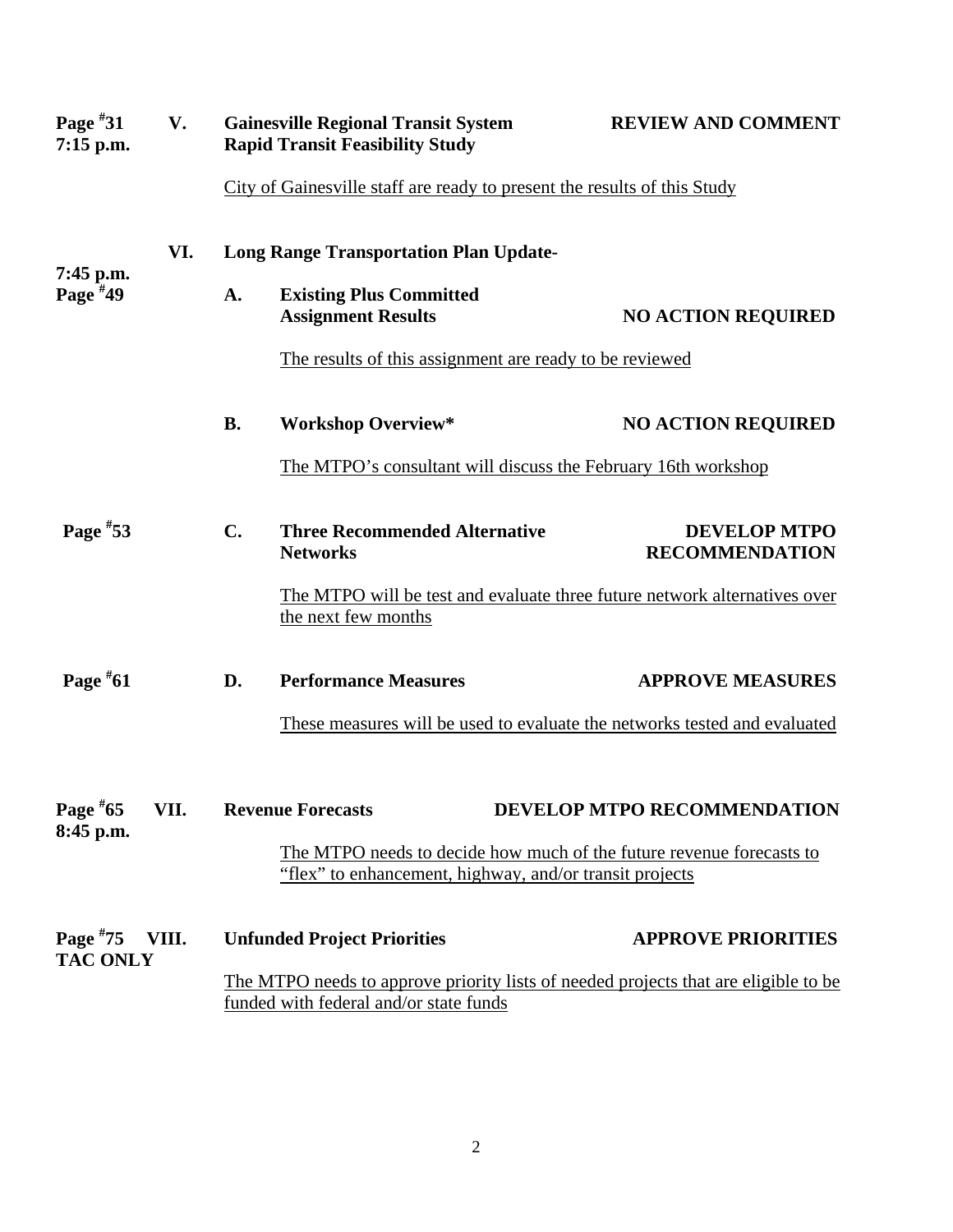**Page [#]31** **7:15 p.m.** **V. Gainesville Regional Transit System Rapid Transit Feasibility Study** **REVIEW AND COMMENT**

City of Gainesville staff are ready to present the results of this Study

**VI. Long Range Transportation Plan Update-**

**7:45 p.m.** **Page [#]49** **A. Existing Plus Committed Assignment Results** **NO ACTION REQUIRED**

The results of this assignment are ready to be reviewed

**B. Workshop Overview*** **NO ACTION REQUIRED**

The MTPO's consultant will discuss the February 16th workshop

**Page [#]53** **C. Three Recommended Alternative Networks** **DEVELOP MTPO RECOMMENDATION**

The MTPO will be test and evaluate three future network alternatives over the next few months

**Page [#]61** **D. Performance Measures** **APPROVE MEASURES**

These measures will be used to evaluate the networks tested and evaluated

**Page [#]65** **8:45 p.m.** **VII. Revenue Forecasts** **DEVELOP MTPO RECOMMENDATION**

The MTPO needs to decide how much of the future revenue forecasts to "flex" to enhancement, highway, and/or transit projects

**Page [#]75** **TAC ONLY** **VIII. Unfunded Project Priorities** **APPROVE PRIORITIES**

The MTPO needs to approve priority lists of needed projects that are eligible to be funded with federal and/or state funds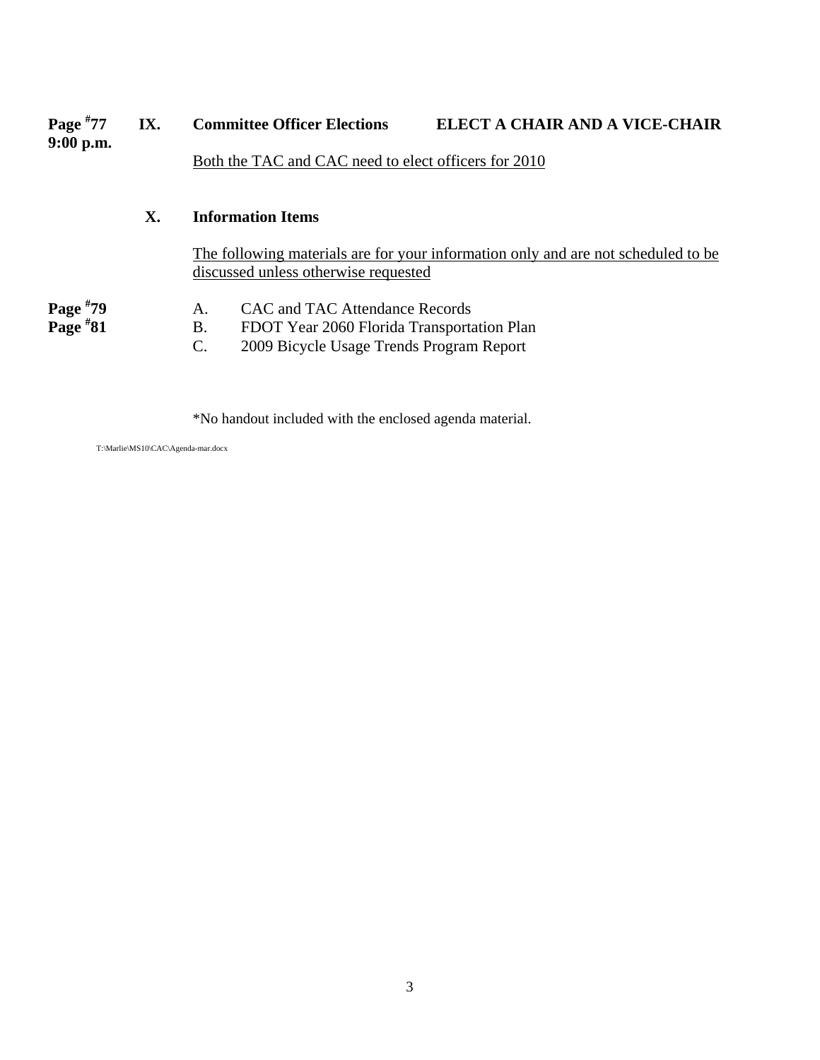**Page #77 9:00 p.m.** **IX. Committee Officer Elections** **ELECT A CHAIR AND A VICE-CHAIR**

Both the TAC and CAC need to elect officers for 2010

**X. Information Items**

The following materials are for your information only and are not scheduled to be discussed unless otherwise requested

**Page #79** A. CAC and TAC Attendance Records

**Page #81** B. FDOT Year 2060 Florida Transportation Plan

C. 2009 Bicycle Usage Trends Program Report

*No handout included with the enclosed agenda material.

T:\Marlie\MS10\CAC\Agenda-mar.docx